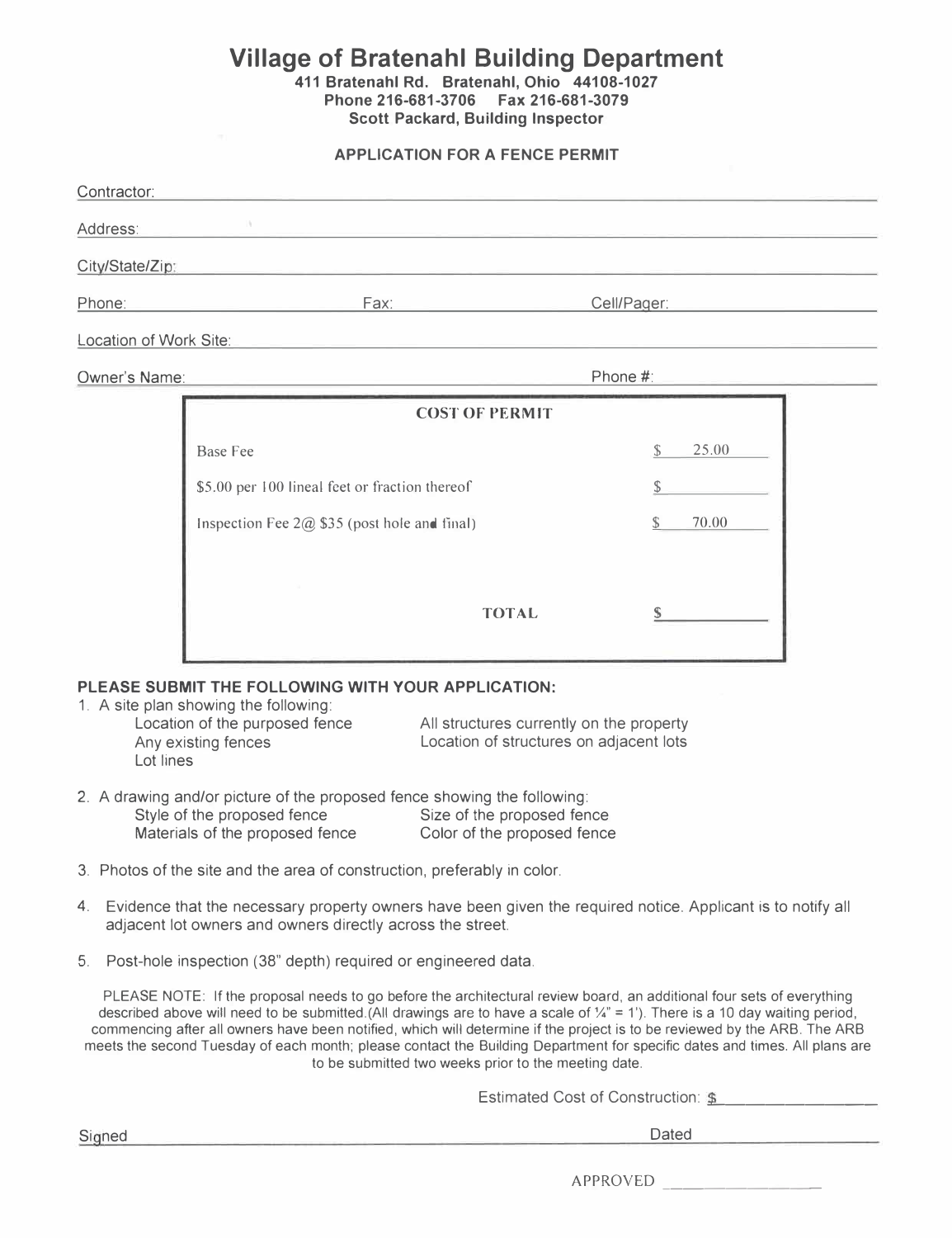# Village of Bratenahl Building Department

**411 Bratenahl Rd. Bratenahl, Ohio 44108-1027**
**Phone 216-681-3706 Fax 216-681-3079**
**Scott Packard, Building Inspector**

## APPLICATION FOR A FENCE PERMIT

Contractor: ______________________________________________

Address: ______________________________________________

City/State/Zip: ______________________________________________

Phone: ______________ Fax: ______________ Cell/Pager: ______________

Location of Work Site: ______________________________________________

Owner's Name: ______________________________ Phone #: ______________

| COST OF PERMIT | |
|---|---|
| Base Fee | $ 25.00 |
| $5.00 per 100 lineal feet or fraction thereof | $ |
| Inspection Fee 2@ $35 (post hole and final) | $ 70.00 |
| TOTAL | $ |

**PLEASE SUBMIT THE FOLLOWING WITH YOUR APPLICATION:**

1. A site plan showing the following:
   - Location of the purposed fence
   - Any existing fences
   - Lot lines
   - All structures currently on the property
   - Location of structures on adjacent lots
2. A drawing and/or picture of the proposed fence showing the following:
   - Style of the proposed fence
   - Materials of the proposed fence
   - Size of the proposed fence
   - Color of the proposed fence
3. Photos of the site and the area of construction, preferably in color.
4. Evidence that the necessary property owners have been given the required notice. Applicant is to notify all adjacent lot owners and owners directly across the street.
5. Post-hole inspection (38" depth) required or engineered data.

PLEASE NOTE: If the proposal needs to go before the architectural review board, an additional four sets of everything described above will need to be submitted.(All drawings are to have a scale of ¼" = 1'). There is a 10 day waiting period, commencing after all owners have been notified, which will determine if the project is to be reviewed by the ARB. The ARB meets the second Tuesday of each month; please contact the Building Department for specific dates and times. All plans are to be submitted two weeks prior to the meeting date.

Estimated Cost of Construction: $ ______________

Signed ______________________________ Dated ______________

APPROVED ______________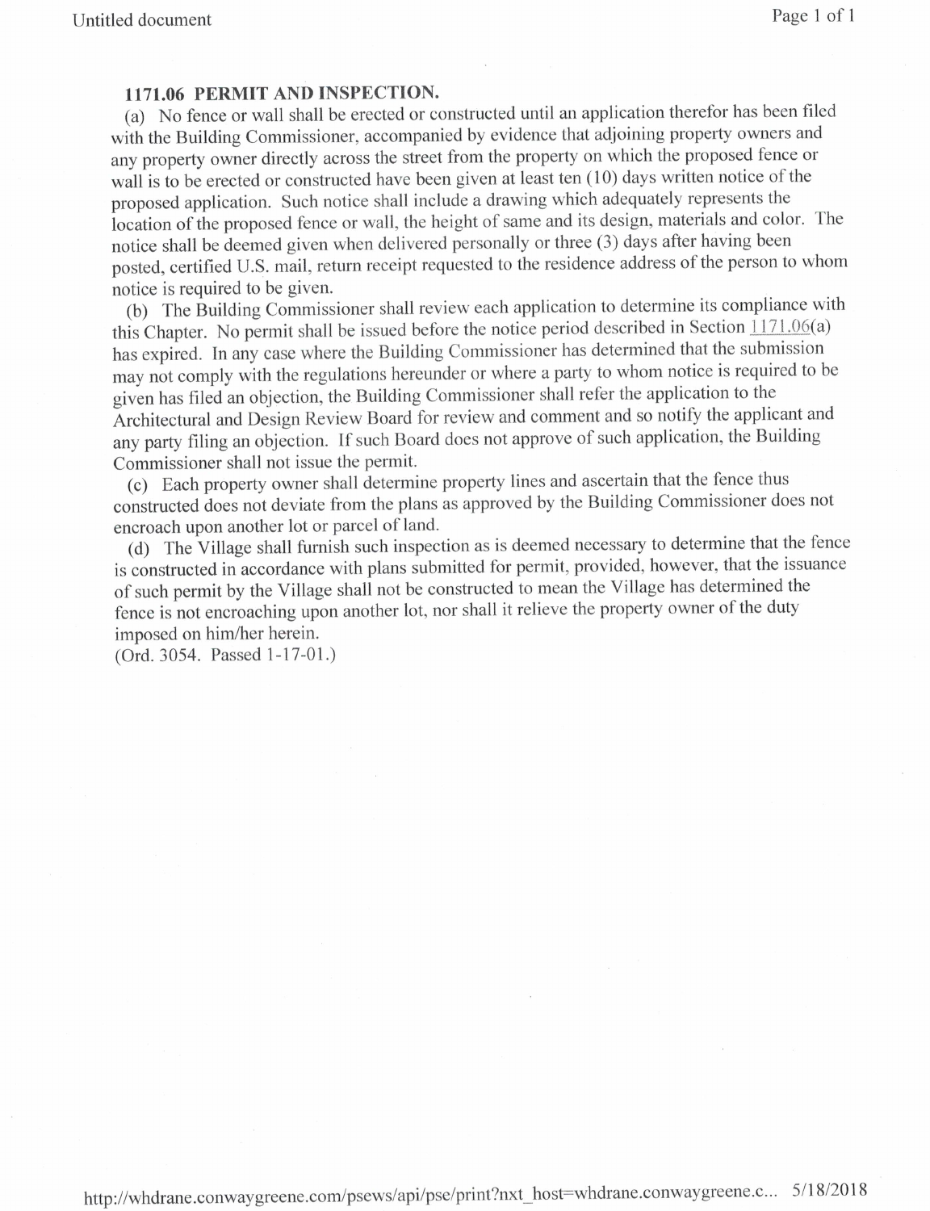### 1171.06 PERMIT AND INSPECTION.

(a) No fence or wall shall be erected or constructed until an application therefor has been filed with the Building Commissioner, accompanied by evidence that adjoining property owners and any property owner directly across the street from the property on which the proposed fence or wall is to be erected or constructed have been given at least ten (10) days written notice of the proposed application. Such notice shall include a drawing which adequately represents the location of the proposed fence or wall, the height of same and its design, materials and color. The notice shall be deemed given when delivered personally or three (3) days after having been posted, certified U.S. mail, return receipt requested to the residence address of the person to whom notice is required to be given.

(b) The Building Commissioner shall review each application to determine its compliance with this Chapter. No permit shall be issued before the notice period described in Section 1171.06(a) has expired. In any case where the Building Commissioner has determined that the submission may not comply with the regulations hereunder or where a party to whom notice is required to be given has filed an objection, the Building Commissioner shall refer the application to the Architectural and Design Review Board for review and comment and so notify the applicant and any party filing an objection. If such Board does not approve of such application, the Building Commissioner shall not issue the permit.

(c) Each property owner shall determine property lines and ascertain that the fence thus constructed does not deviate from the plans as approved by the Building Commissioner does not encroach upon another lot or parcel of land.

(d) The Village shall furnish such inspection as is deemed necessary to determine that the fence is constructed in accordance with plans submitted for permit, provided, however, that the issuance of such permit by the Village shall not be constructed to mean the Village has determined the fence is not encroaching upon another lot, nor shall it relieve the property owner of the duty imposed on him/her herein.

(Ord. 3054. Passed 1-17-01.)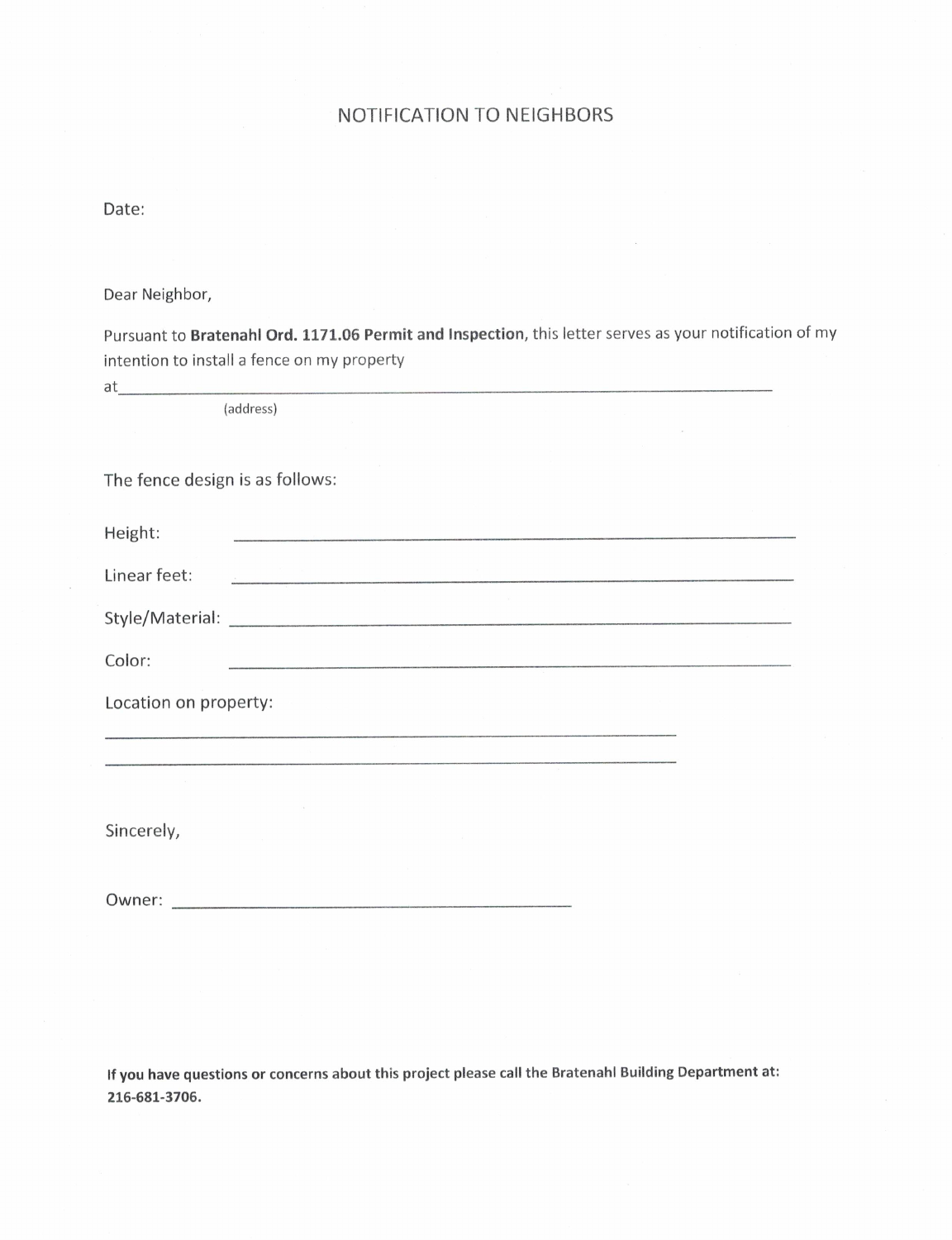# NOTIFICATION TO NEIGHBORS

Date:

Dear Neighbor,

Pursuant to **Bratenahl Ord. 1171.06 Permit and Inspection**, this letter serves as your notification of my intention to install a fence on my property

at\_\_\_\_\_\_\_\_\_\_\_\_\_\_\_\_\_\_\_\_\_\_\_\_\_\_\_\_\_\_\_\_\_\_\_\_\_\_\_\_\_\_\_\_\_\_\_\_\_\_\_\_\_\_\_\_\_\_\_\_

(address)

The fence design is as follows:

Height: \_\_\_\_\_\_\_\_\_\_\_\_\_\_\_\_\_\_\_\_\_\_\_\_\_\_\_\_\_\_\_\_\_\_\_\_\_\_\_\_\_\_\_\_\_\_\_\_

Linear feet: \_\_\_\_\_\_\_\_\_\_\_\_\_\_\_\_\_\_\_\_\_\_\_\_\_\_\_\_\_\_\_\_\_\_\_\_\_\_\_\_\_\_\_\_\_\_\_\_

Style/Material: \_\_\_\_\_\_\_\_\_\_\_\_\_\_\_\_\_\_\_\_\_\_\_\_\_\_\_\_\_\_\_\_\_\_\_\_\_\_\_\_\_\_\_\_\_\_\_\_

Color: \_\_\_\_\_\_\_\_\_\_\_\_\_\_\_\_\_\_\_\_\_\_\_\_\_\_\_\_\_\_\_\_\_\_\_\_\_\_\_\_\_\_\_\_\_\_\_\_

Location on property:

\_\_\_\_\_\_\_\_\_\_\_\_\_\_\_\_\_\_\_\_\_\_\_\_\_\_\_\_\_\_\_\_\_\_\_\_\_\_\_\_\_\_\_\_\_\_\_\_\_\_\_\_

\_\_\_\_\_\_\_\_\_\_\_\_\_\_\_\_\_\_\_\_\_\_\_\_\_\_\_\_\_\_\_\_\_\_\_\_\_\_\_\_\_\_\_\_\_\_\_\_\_\_\_\_

Sincerely,

Owner: \_\_\_\_\_\_\_\_\_\_\_\_\_\_\_\_\_\_\_\_\_\_\_\_\_\_\_\_\_\_\_\_\_\_\_\_

**If you have questions or concerns about this project please call the Bratenahl Building Department at: 216-681-3706.**